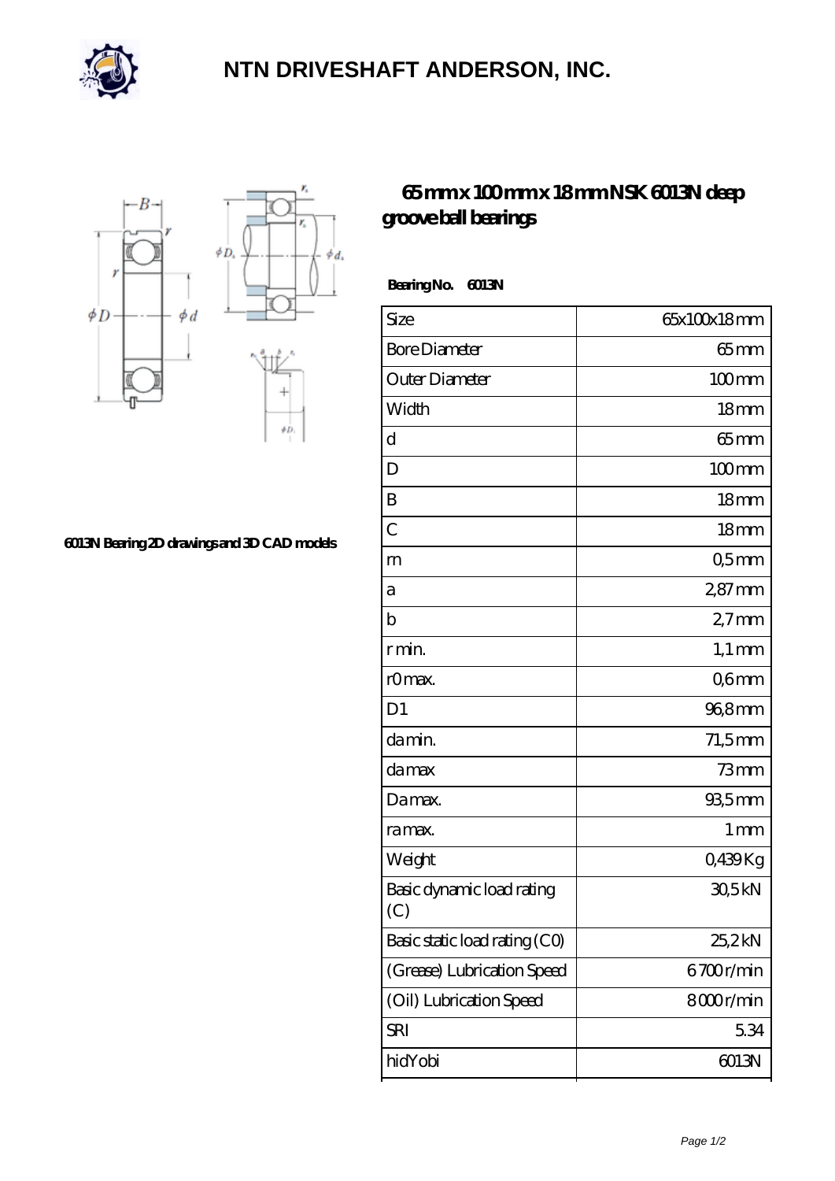# NTN DRIVESHAFT ANDERSON, INC.

6013N Bearing 2D drawings and 3D CAD models

## 65 mm x 100 mm x 18 mm NSK 6013N deep groove ball bearings

**Bearing No. 6013N**

| Size | 65x100x18 mm |
|---|---|
| Bore Diameter | 65 mm |
| Outer Diameter | 100 mm |
| Width | 18 mm |
| d | 65 mm |
| D | 100 mm |
| B | 18 mm |
| C | 18 mm |
| rn | 0,5 mm |
| a | 2,87 mm |
| b | 2,7 mm |
| r min. | 1,1 mm |
| r0 max. | 0,6 mm |
| D1 | 96,8 mm |
| da min. | 71,5 mm |
| da max | 73 mm |
| Da max. | 93,5 mm |
| ra max. | 1 mm |
| Weight | 0,439 Kg |
| Basic dynamic load rating (C) | 30,5 kN |
| Basic static load rating (C0) | 25,2 kN |
| (Grease) Lubrication Speed | 6 700 r/min |
| (Oil) Lubrication Speed | 8 000 r/min |
| SRI | 5.34 |
| hidYobi | 6013N |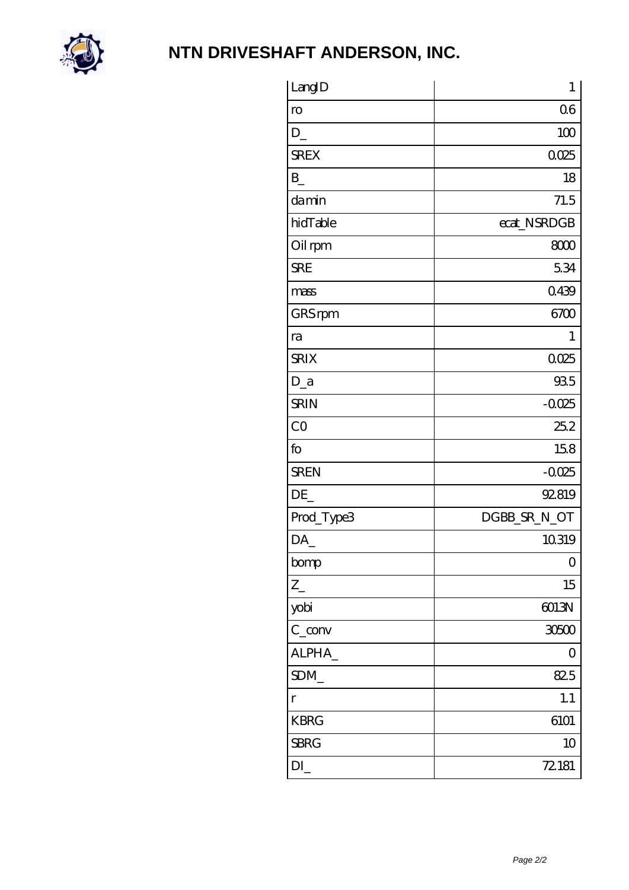# NTN DRIVESHAFT ANDERSON, INC.

| | |
|---|---|
| LangID | 1 |
| ro | 0.6 |
| D_ | 100 |
| SREX | 0.025 |
| B_ | 18 |
| damin | 71.5 |
| hidTable | ecat_NSRDGB |
| Oil rpm | 8000 |
| SRE | 5.34 |
| mass | 0.439 |
| GRS rpm | 6700 |
| ra | 1 |
| SRIX | 0.025 |
| D_a | 93.5 |
| SRIN | -0.025 |
| C0 | 25.2 |
| fo | 15.8 |
| SREN | -0.025 |
| DE_ | 92.819 |
| Prod_Type3 | DGBB_SR_N_OT |
| DA_ | 10.319 |
| bomp | 0 |
| Z_ | 15 |
| yobi | 6013N |
| C_conv | 30500 |
| ALPHA_ | 0 |
| SDM_ | 82.5 |
| r | 1.1 |
| KBRG | 6101 |
| SBRG | 10 |
| DI_ | 72.181 |